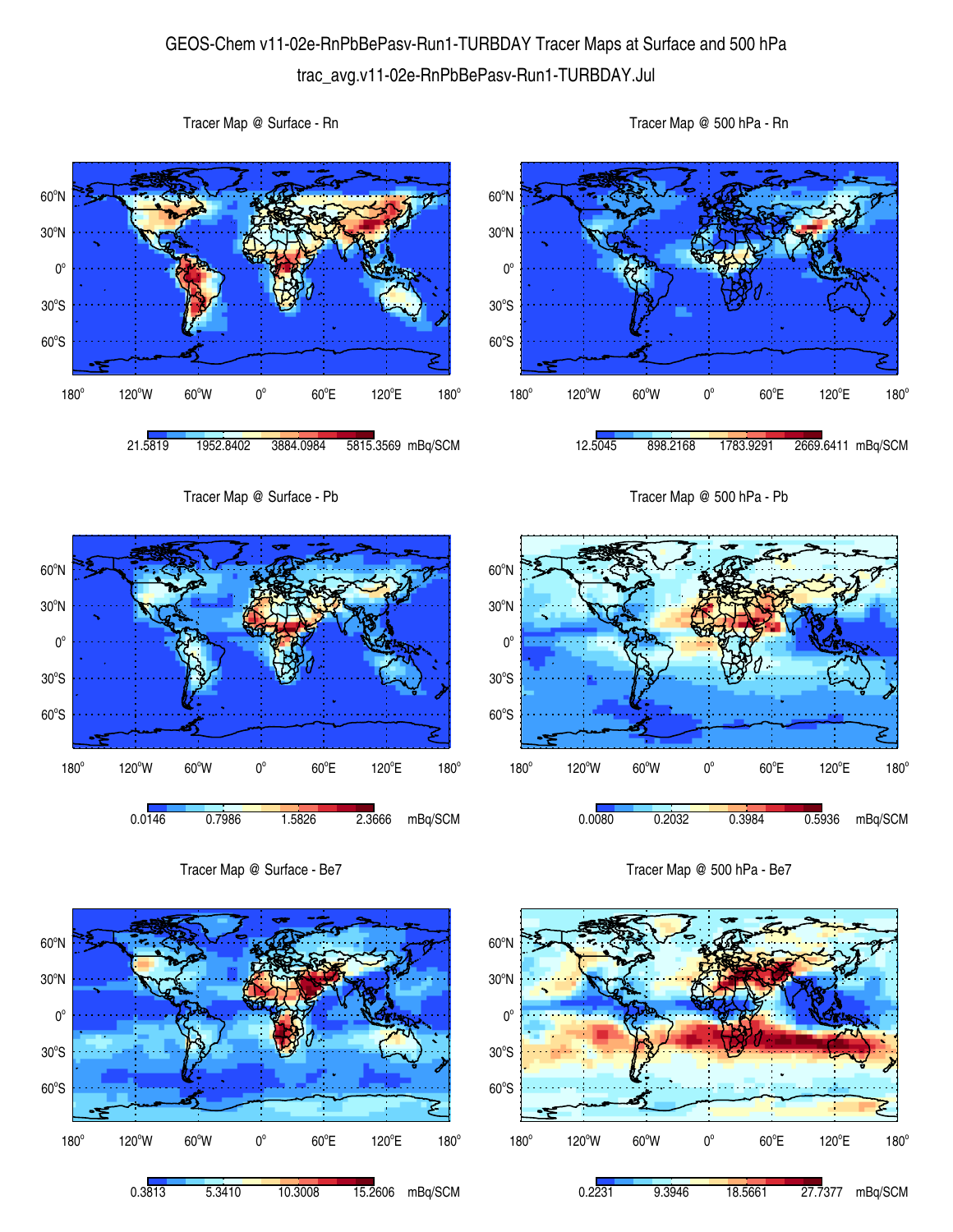# GEOS-Chem v11-02e-RnPbBePasv-Run1-TURBDAY Tracer Maps at Surface and 500 hPa

trac_avg.v11-02e-RnPbBePasv-Run1-TURBDAY.Jul

Tracer Map @ Surface - Rn

21.5819 | 1952.8402 | 3884.0984 | 5815.3569 mBq/SCM

Tracer Map @ 500 hPa - Rn

12.5045 | 898.2168 | 1783.9291 | 2669.6411 mBq/SCM

Tracer Map @ Surface - Pb

0.0146 | 0.7986 | 1.5826 | 2.3666 mBq/SCM

Tracer Map @ 500 hPa - Pb

0.0080 | 0.2032 | 0.3984 | 0.5936 mBq/SCM

Tracer Map @ Surface - Be7

0.3813 | 5.3410 | 10.3008 | 15.2606 mBq/SCM

Tracer Map @ 500 hPa - Be7

0.2231 | 9.3946 | 18.5661 | 27.7377 mBq/SCM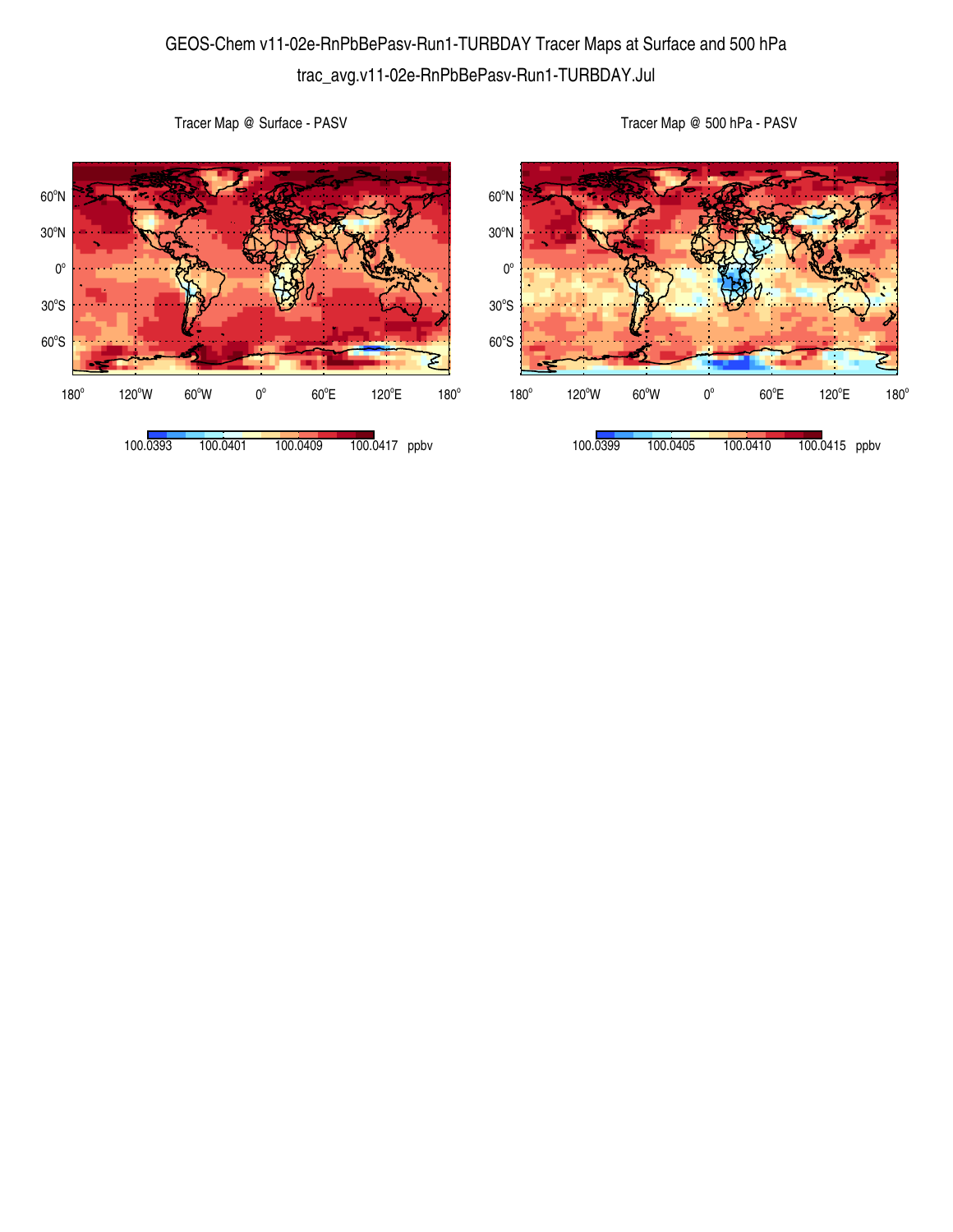GEOS-Chem v11-02e-RnPbBePasv-Run1-TURBDAY Tracer Maps at Surface and 500 hPa

trac_avg.v11-02e-RnPbBePasv-Run1-TURBDAY.Jul

Tracer Map @ Surface - PASV

60°N
30°N
0°
30°S
60°S

180° 120°W 60°W 0° 60°E 120°E 180°

100.0393 100.0401 100.0409 100.0417 ppbv

Tracer Map @ 500 hPa - PASV

60°N
30°N
0°
30°S
60°S

180° 120°W 60°W 0° 60°E 120°E 180°

100.0399 100.0405 100.0410 100.0415 ppbv